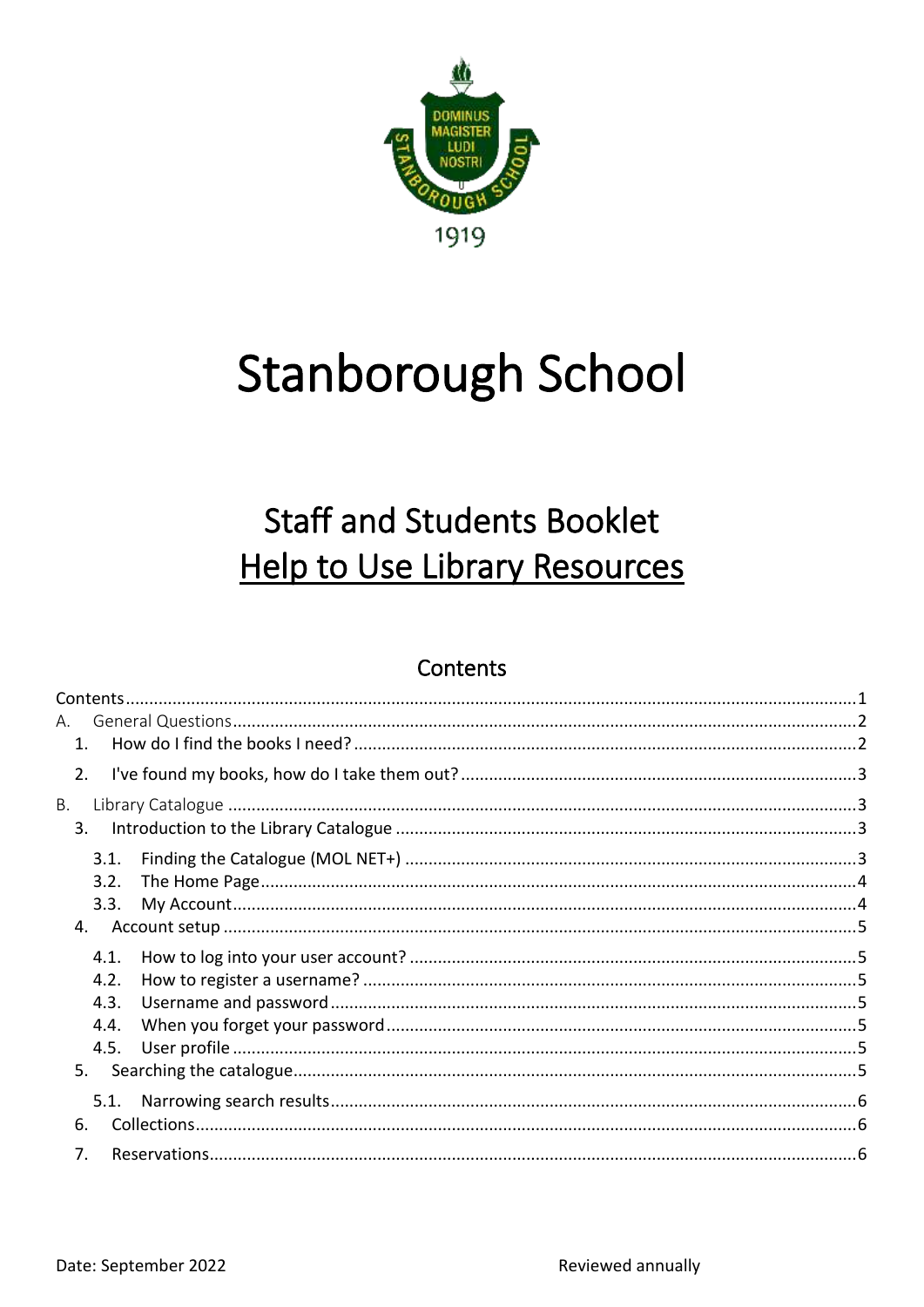# Stanborough School

## Staff and Students Booklet

## Help to Use Library Resources

### Contents

Contents ..... 1

A. General Questions ..... 2

1. How do I find the books I need? ..... 2
2. I've found my books, how do I take them out? ..... 3

B. Library Catalogue ..... 3

3. Introduction to the Library Catalogue ..... 3
   - 3.1. Finding the Catalogue (MOL NET+) ..... 3
   - 3.2. The Home Page ..... 4
   - 3.3. My Account ..... 4
4. Account setup ..... 5
   - 4.1. How to log into your user account? ..... 5
   - 4.2. How to register a username? ..... 5
   - 4.3. Username and password ..... 5
   - 4.4. When you forget your password ..... 5
   - 4.5. User profile ..... 5
5. Searching the catalogue ..... 5
   - 5.1. Narrowing search results ..... 6
6. Collections ..... 6
7. Reservations ..... 6

Date: September 2022

Reviewed annually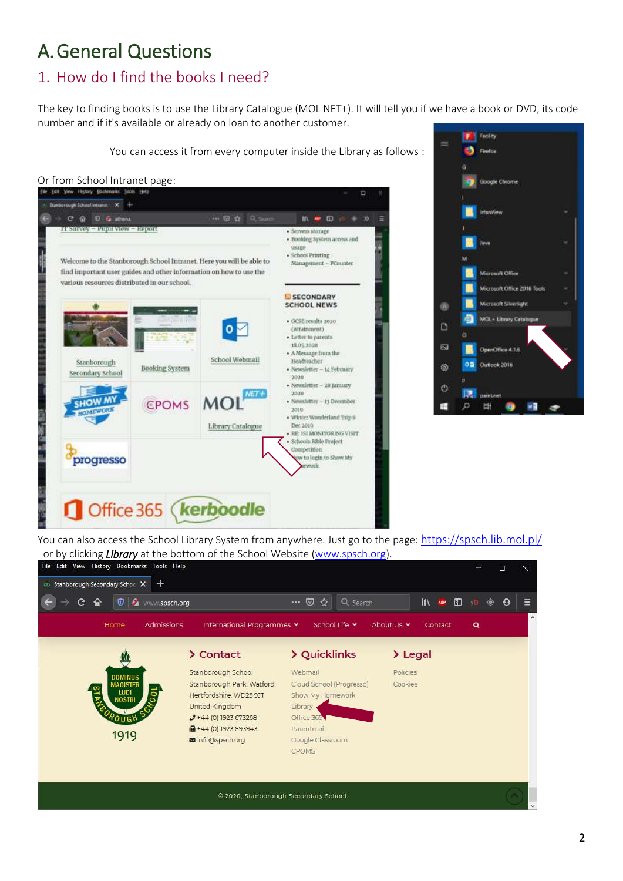# A. General Questions

## 1. How do I find the books I need?

The key to finding books is to use the Library Catalogue (MOL NET+). It will tell you if we have a book or DVD, its code number and if it's available or already on loan to another customer.

You can access it from every computer inside the Library as follows :

Or from School Intranet page:

You can also access the School Library System from anywhere. Just go to the page: https://spsch.lib.mol.pl/ or by clicking ***Library*** at the bottom of the School Website (www.spsch.org).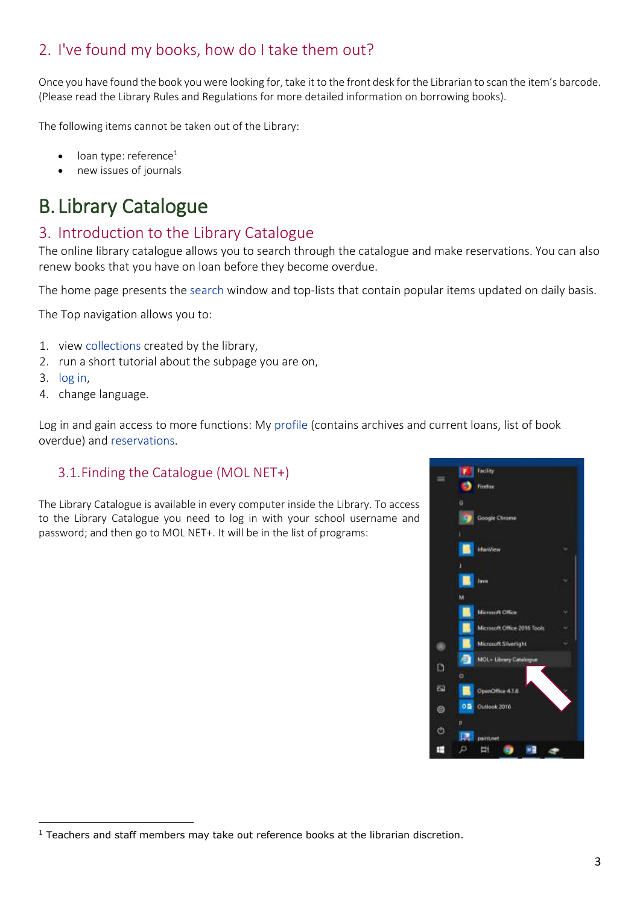## 2. I've found my books, how do I take them out?

Once you have found the book you were looking for, take it to the front desk for the Librarian to scan the item's barcode. (Please read the Library Rules and Regulations for more detailed information on borrowing books).

The following items cannot be taken out of the Library:

- loan type: reference[1]
- new issues of journals

# B. Library Catalogue

## 3. Introduction to the Library Catalogue

The online library catalogue allows you to search through the catalogue and make reservations. You can also renew books that you have on loan before they become overdue.

The home page presents the search window and top-lists that contain popular items updated on daily basis.

The Top navigation allows you to:

1. view collections created by the library,
2. run a short tutorial about the subpage you are on,
3. log in,
4. change language.

Log in and gain access to more functions: My profile (contains archives and current loans, list of book overdue) and reservations.

### 3.1. Finding the Catalogue (MOL NET+)

The Library Catalogue is available in every computer inside the Library. To access to the Library Catalogue you need to log in with your school username and password; and then go to MOL NET+. It will be in the list of programs:

[1] Teachers and staff members may take out reference books at the librarian discretion.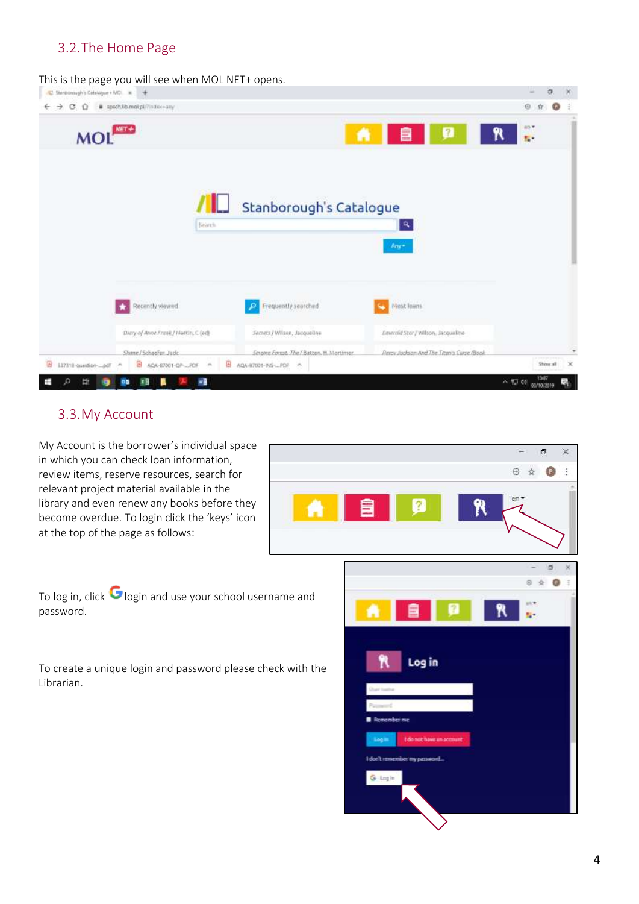## 3.2. The Home Page

This is the page you will see when MOL NET+ opens.

## 3.3. My Account

My Account is the borrower's individual space in which you can check loan information, review items, reserve resources, search for relevant project material available in the library and even renew any books before they become overdue. To login click the 'keys' icon at the top of the page as follows:

To log in, click G login and use your school username and password.

To create a unique login and password please check with the Librarian.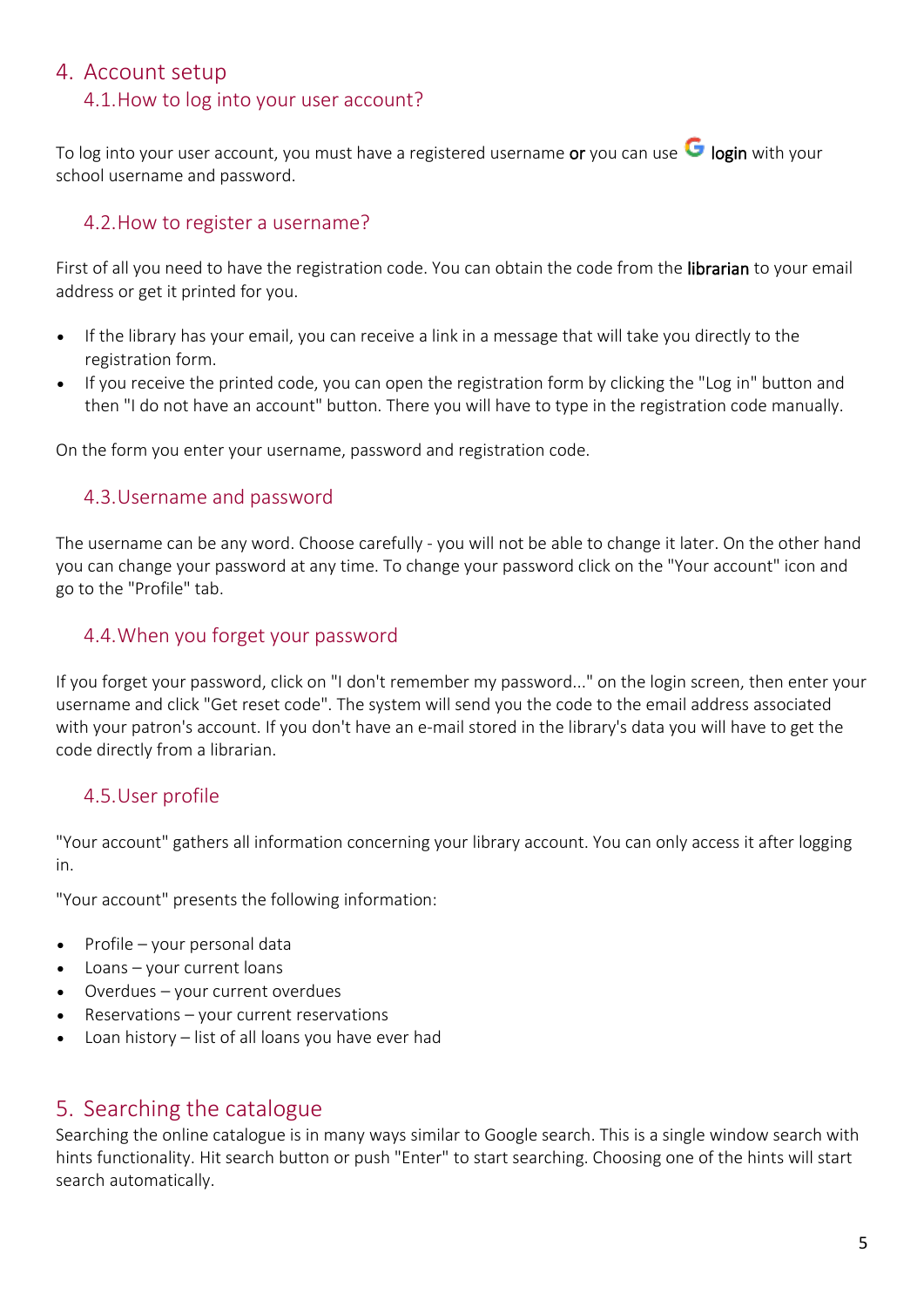## 4. Account setup

### 4.1. How to log into your user account?

To log into your user account, you must have a registered username **or** you can use G **login** with your school username and password.

### 4.2. How to register a username?

First of all you need to have the registration code. You can obtain the code from the **librarian** to your email address or get it printed for you.

- If the library has your email, you can receive a link in a message that will take you directly to the registration form.
- If you receive the printed code, you can open the registration form by clicking the "Log in" button and then "I do not have an account" button. There you will have to type in the registration code manually.

On the form you enter your username, password and registration code.

### 4.3. Username and password

The username can be any word. Choose carefully - you will not be able to change it later. On the other hand you can change your password at any time. To change your password click on the "Your account" icon and go to the "Profile" tab.

### 4.4. When you forget your password

If you forget your password, click on "I don't remember my password..." on the login screen, then enter your username and click "Get reset code". The system will send you the code to the email address associated with your patron's account. If you don't have an e-mail stored in the library's data you will have to get the code directly from a librarian.

### 4.5. User profile

"Your account" gathers all information concerning your library account. You can only access it after logging in.

"Your account" presents the following information:

- Profile – your personal data
- Loans – your current loans
- Overdues – your current overdues
- Reservations – your current reservations
- Loan history – list of all loans you have ever had

## 5. Searching the catalogue

Searching the online catalogue is in many ways similar to Google search. This is a single window search with hints functionality. Hit search button or push "Enter" to start searching. Choosing one of the hints will start search automatically.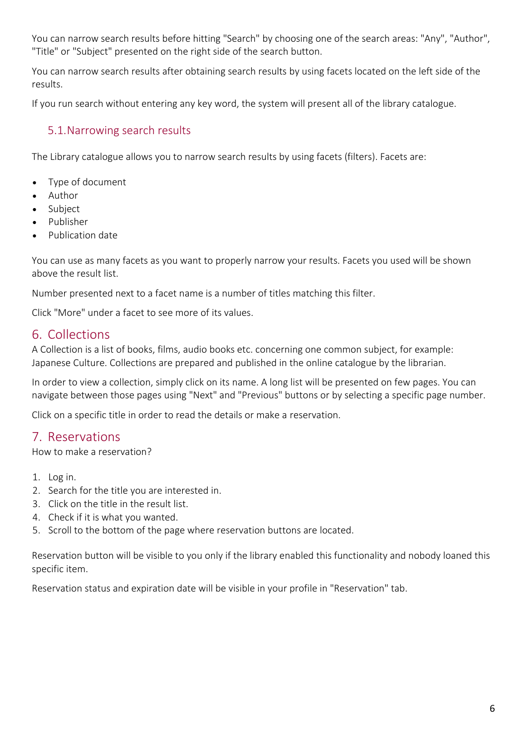You can narrow search results before hitting "Search" by choosing one of the search areas: "Any", "Author", "Title" or "Subject" presented on the right side of the search button.

You can narrow search results after obtaining search results by using facets located on the left side of the results.

If you run search without entering any key word, the system will present all of the library catalogue.

### 5.1. Narrowing search results

The Library catalogue allows you to narrow search results by using facets (filters). Facets are:

- Type of document
- Author
- Subject
- Publisher
- Publication date

You can use as many facets as you want to properly narrow your results. Facets you used will be shown above the result list.

Number presented next to a facet name is a number of titles matching this filter.

Click "More" under a facet to see more of its values.

## 6. Collections

A Collection is a list of books, films, audio books etc. concerning one common subject, for example: Japanese Culture. Collections are prepared and published in the online catalogue by the librarian.

In order to view a collection, simply click on its name. A long list will be presented on few pages. You can navigate between those pages using "Next" and "Previous" buttons or by selecting a specific page number.

Click on a specific title in order to read the details or make a reservation.

## 7. Reservations

How to make a reservation?

1. Log in.
2. Search for the title you are interested in.
3. Click on the title in the result list.
4. Check if it is what you wanted.
5. Scroll to the bottom of the page where reservation buttons are located.

Reservation button will be visible to you only if the library enabled this functionality and nobody loaned this specific item.

Reservation status and expiration date will be visible in your profile in "Reservation" tab.